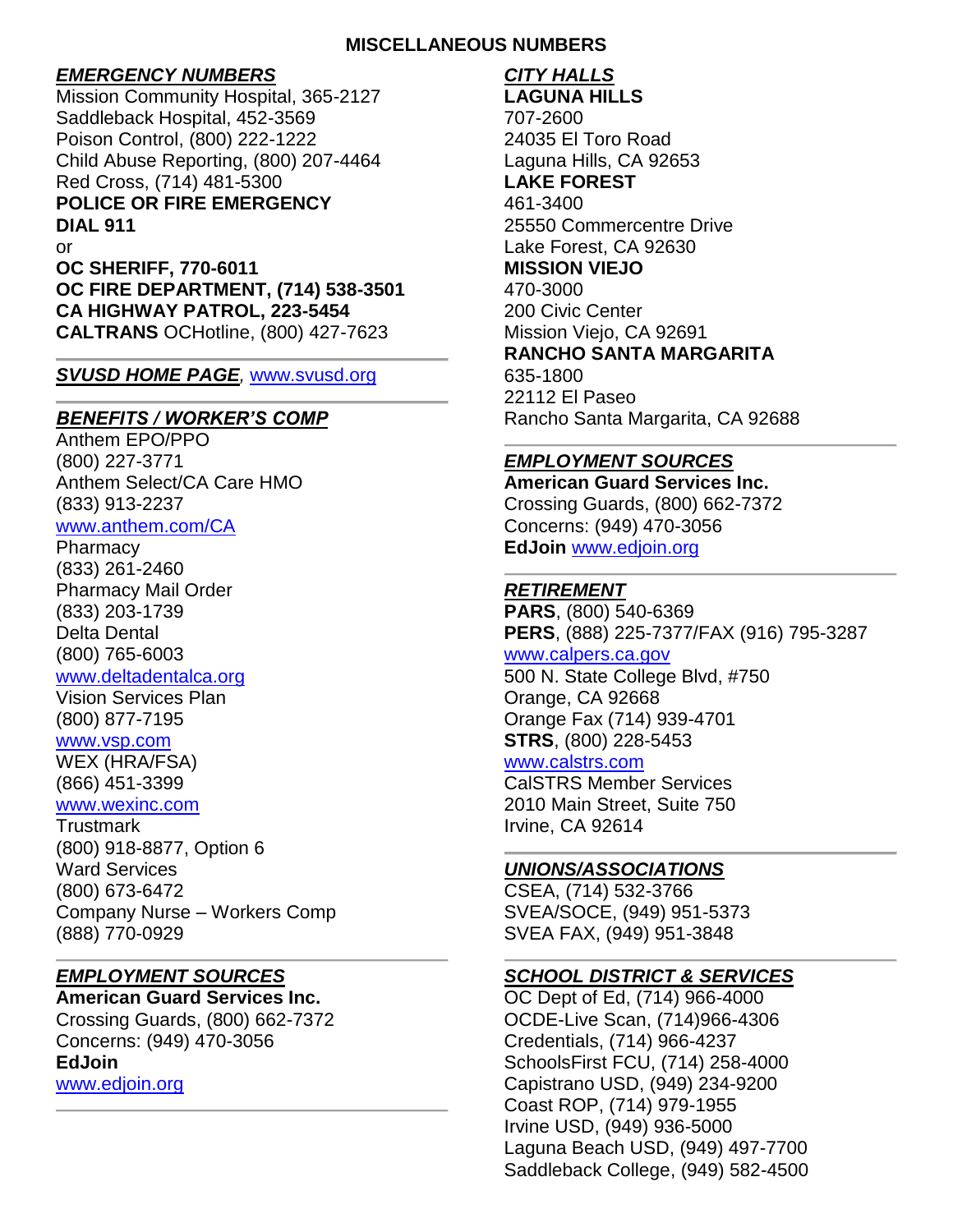# MISCELLANEOUS NUMBERS

***EMERGENCY NUMBERS***

Mission Community Hospital, 365-2127
Saddleback Hospital, 452-3569
Poison Control, (800) 222-1222
Child Abuse Reporting, (800) 207-4464
Red Cross, (714) 481-5300

**POLICE OR FIRE EMERGENCY**
**DIAL 911**
or
**OC SHERIFF, 770-6011**
**OC FIRE DEPARTMENT, (714) 538-3501**
**CA HIGHWAY PATROL, 223-5454**
**CALTRANS** OCHotline, (800) 427-7623

---

***SVUSD HOME PAGE***, www.svusd.org

---

***BENEFITS / WORKER'S COMP***

Anthem EPO/PPO
(800) 227-3771
Anthem Select/CA Care HMO
(833) 913-2237
www.anthem.com/CA
Pharmacy
(833) 261-2460
Pharmacy Mail Order
(833) 203-1739
Delta Dental
(800) 765-6003
www.deltadentalca.org
Vision Services Plan
(800) 877-7195
www.vsp.com
WEX (HRA/FSA)
(866) 451-3399
www.wexinc.com
Trustmark
(800) 918-8877, Option 6
Ward Services
(800) 673-6472
Company Nurse – Workers Comp
(888) 770-0929

---

***EMPLOYMENT SOURCES***

**American Guard Services Inc.**
Crossing Guards, (800) 662-7372
Concerns: (949) 470-3056
**EdJoin**
www.edjoin.org

---

***CITY HALLS***

**LAGUNA HILLS**
707-2600
24035 El Toro Road
Laguna Hills, CA 92653

**LAKE FOREST**
461-3400
25550 Commercentre Drive
Lake Forest, CA 92630

**MISSION VIEJO**
470-3000
200 Civic Center
Mission Viejo, CA 92691

**RANCHO SANTA MARGARITA**
635-1800
22112 El Paseo
Rancho Santa Margarita, CA 92688

---

***EMPLOYMENT SOURCES***

**American Guard Services Inc.**
Crossing Guards, (800) 662-7372
Concerns: (949) 470-3056
**EdJoin** www.edjoin.org

---

***RETIREMENT***

**PARS**, (800) 540-6369
**PERS**, (888) 225-7377/FAX (916) 795-3287
www.calpers.ca.gov
500 N. State College Blvd, #750
Orange, CA 92668
Orange Fax (714) 939-4701
**STRS**, (800) 228-5453
www.calstrs.com
CalSTRS Member Services
2010 Main Street, Suite 750
Irvine, CA 92614

---

***UNIONS/ASSOCIATIONS***

CSEA, (714) 532-3766
SVEA/SOCE, (949) 951-5373
SVEA FAX, (949) 951-3848

---

***SCHOOL DISTRICT & SERVICES***

OC Dept of Ed, (714) 966-4000
OCDE-Live Scan, (714)966-4306
Credentials, (714) 966-4237
SchoolsFirst FCU, (714) 258-4000
Capistrano USD, (949) 234-9200
Coast ROP, (714) 979-1955
Irvine USD, (949) 936-5000
Laguna Beach USD, (949) 497-7700
Saddleback College, (949) 582-4500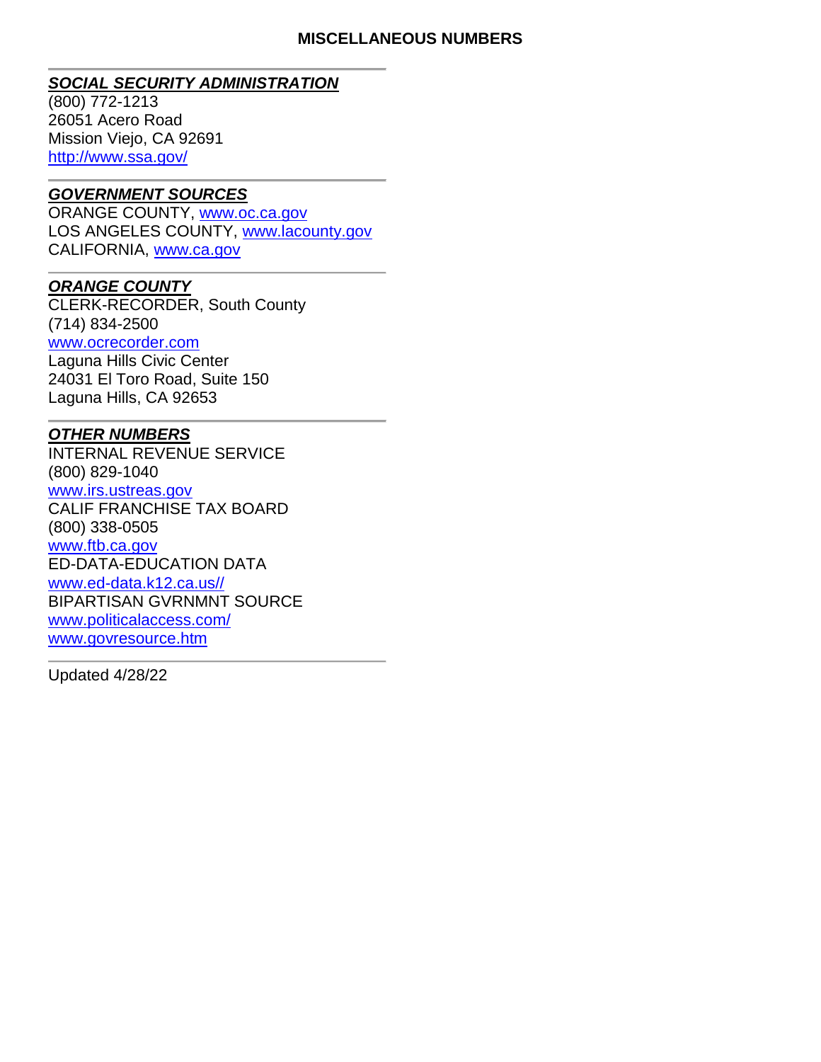# MISCELLANEOUS NUMBERS

---

***SOCIAL SECURITY ADMINISTRATION***

(800) 772-1213
26051 Acero Road
Mission Viejo, CA 92691
http://www.ssa.gov/

---

***GOVERNMENT SOURCES***

ORANGE COUNTY, www.oc.ca.gov
LOS ANGELES COUNTY, www.lacounty.gov
CALIFORNIA, www.ca.gov

---

***ORANGE COUNTY***

CLERK-RECORDER, South County
(714) 834-2500
www.ocrecorder.com
Laguna Hills Civic Center
24031 El Toro Road, Suite 150
Laguna Hills, CA 92653

---

***OTHER NUMBERS***

INTERNAL REVENUE SERVICE
(800) 829-1040
www.irs.ustreas.gov
CALIF FRANCHISE TAX BOARD
(800) 338-0505
www.ftb.ca.gov
ED-DATA-EDUCATION DATA
www.ed-data.k12.ca.us//
BIPARTISAN GVRNMNT SOURCE
www.politicalaccess.com/
www.govresource.htm

---

Updated 4/28/22